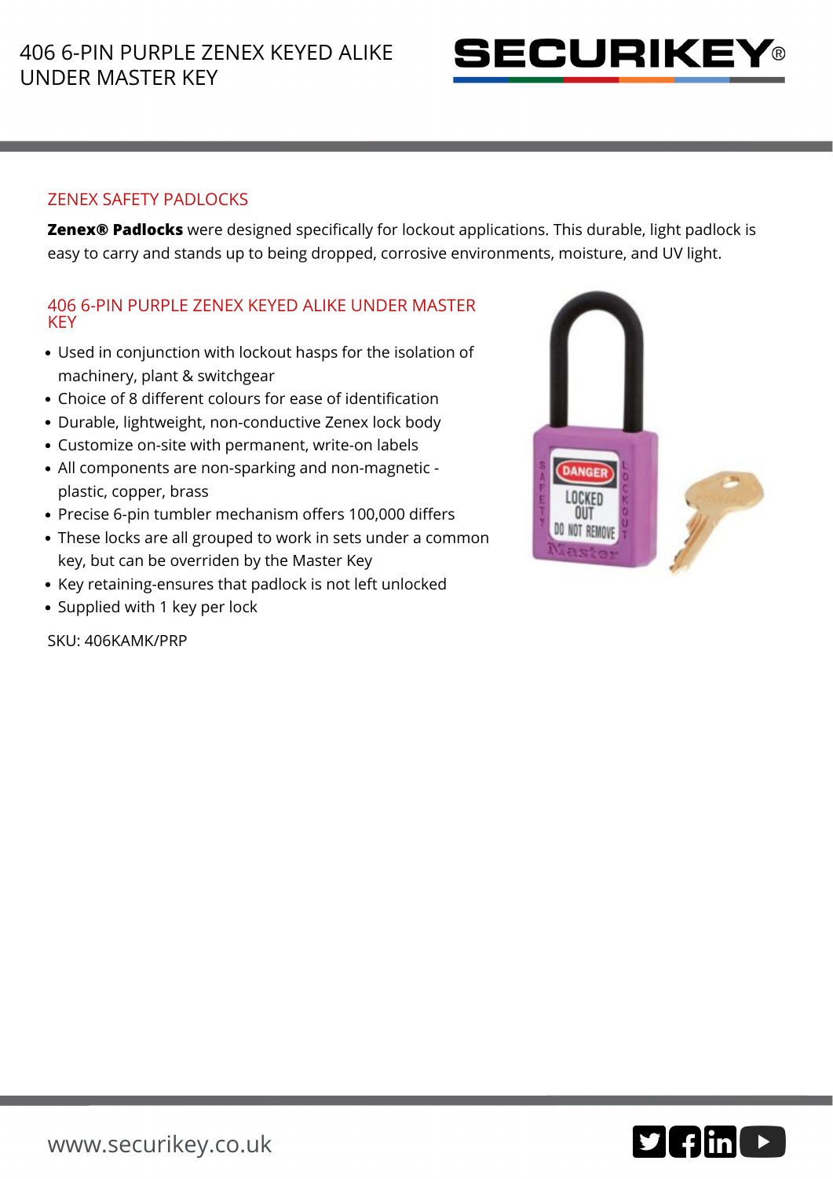# 406 6-PIN PURPLE ZENEX KEYED ALIKE UNDER MASTER KEY

## ZENEX SAFETY PADLOCKS

**Zenex® Padlocks** were designed specifically for lockout applications. This durable, light padlock is easy to carry and stands up to being dropped, corrosive environments, moisture, and UV light.

## 406 6-PIN PURPLE ZENEX KEYED ALIKE UNDER MASTER KEY

- Used in conjunction with lockout hasps for the isolation of machinery, plant & switchgear
- Choice of 8 different colours for ease of identification
- Durable, lightweight, non-conductive Zenex lock body
- Customize on-site with permanent, write-on labels
- All components are non-sparking and non-magnetic - plastic, copper, brass
- Precise 6-pin tumbler mechanism offers 100,000 differs
- These locks are all grouped to work in sets under a common key, but can be overriden by the Master Key
- Key retaining-ensures that padlock is not left unlocked
- Supplied with 1 key per lock

SKU: 406KAMK/PRP

www.securikey.co.uk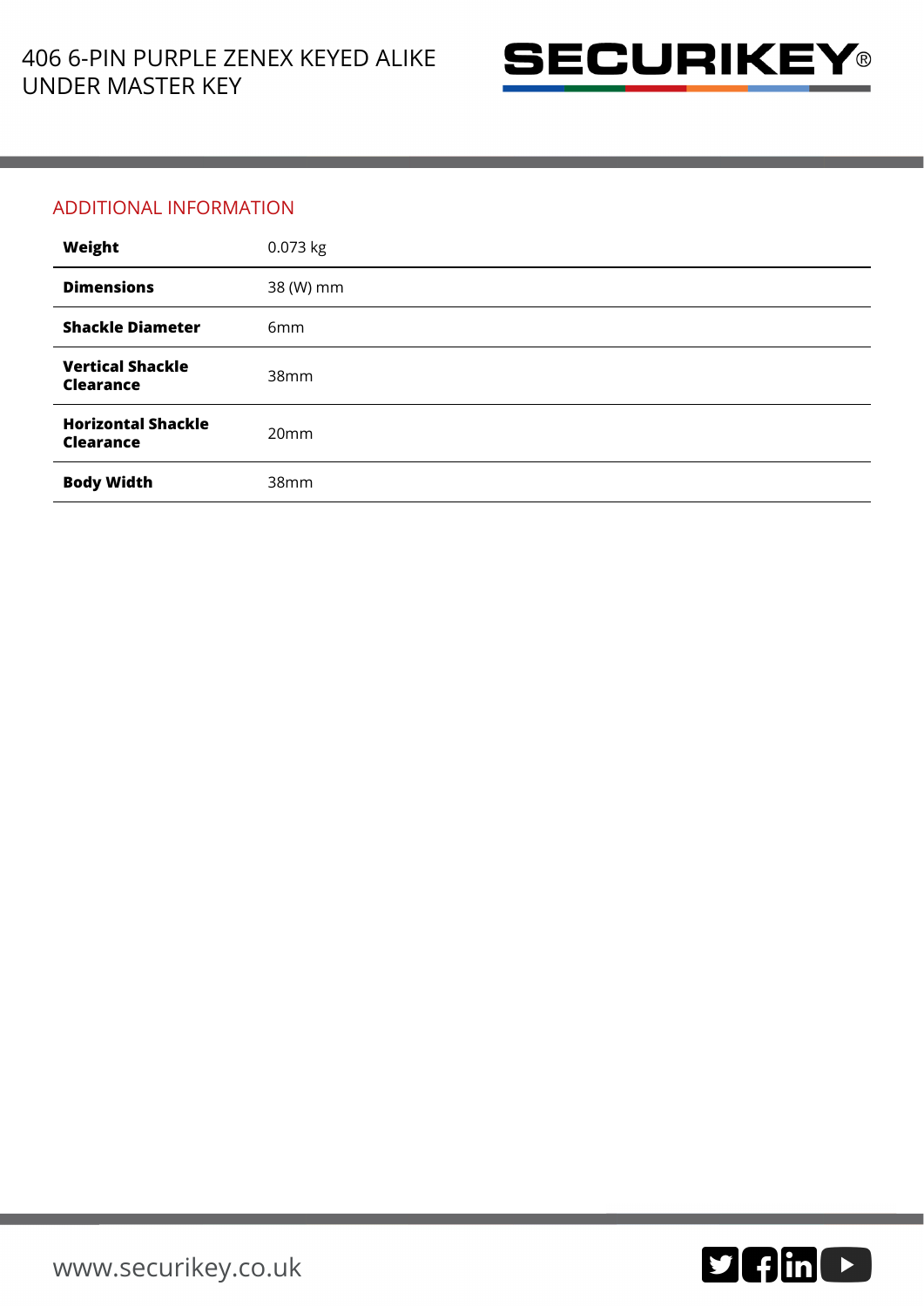## ADDITIONAL INFORMATION

| | |
|---|---|
| **Weight** | 0.073 kg |
| **Dimensions** | 38 (W) mm |
| **Shackle Diameter** | 6mm |
| **Vertical Shackle Clearance** | 38mm |
| **Horizontal Shackle Clearance** | 20mm |
| **Body Width** | 38mm |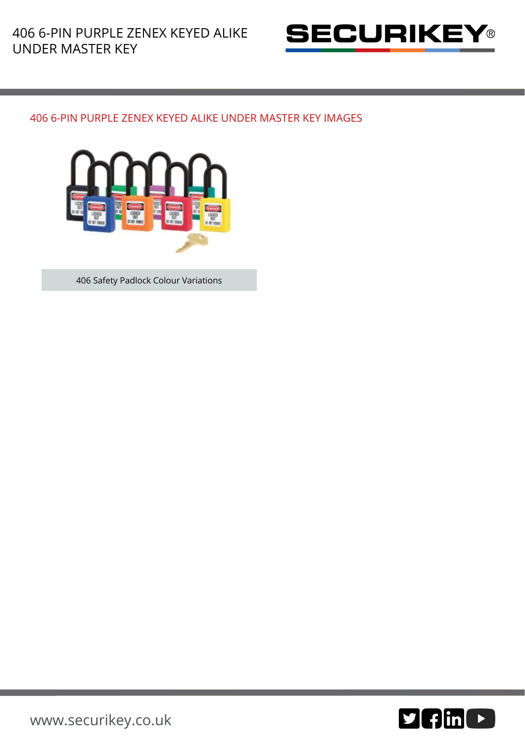## 406 6-PIN PURPLE ZENEX KEYED ALIKE UNDER MASTER KEY IMAGES

406 Safety Padlock Colour Variations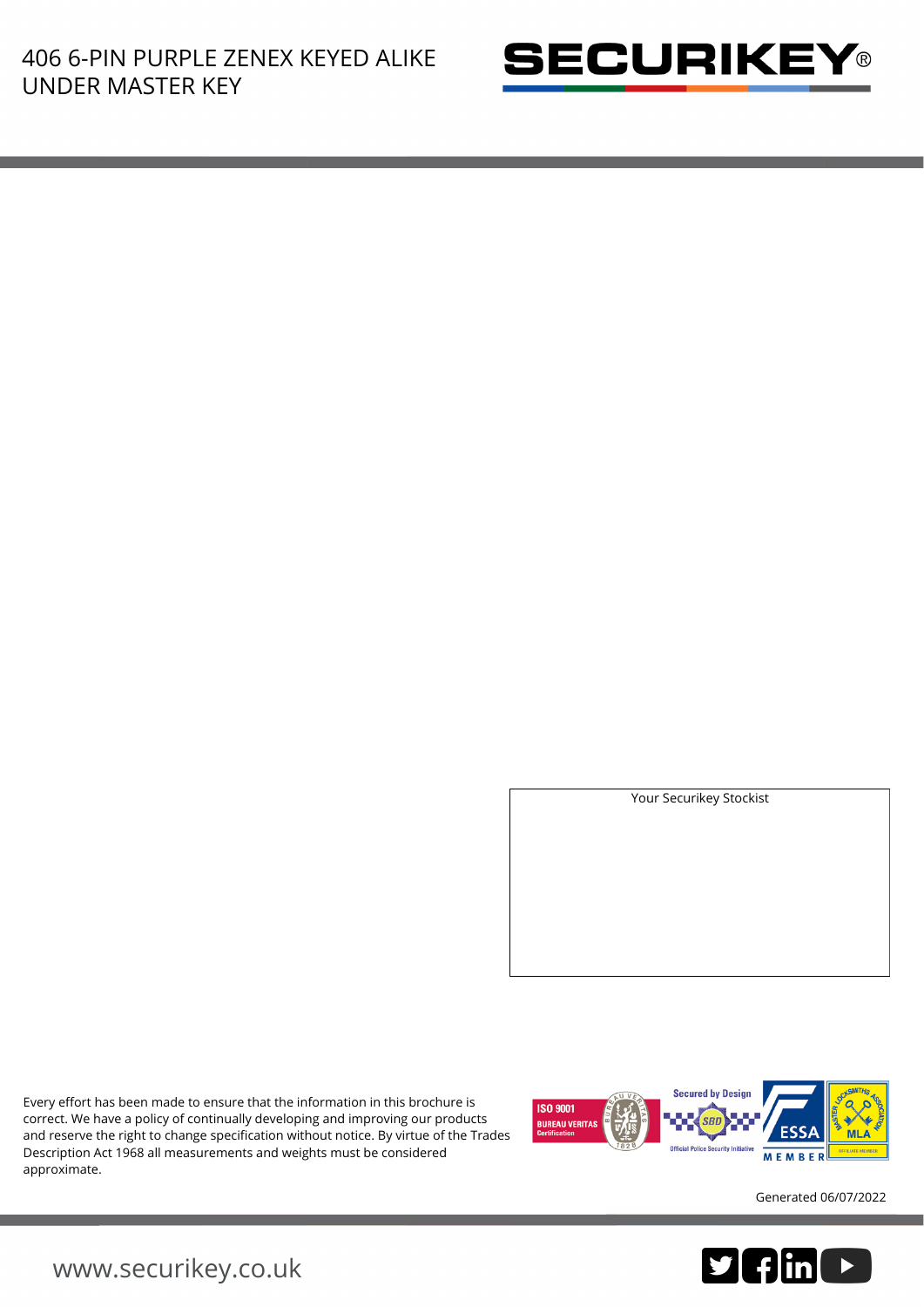# 406 6-PIN PURPLE ZENEX KEYED ALIKE UNDER MASTER KEY

Your Securikey Stockist

Every effort has been made to ensure that the information in this brochure is correct. We have a policy of continually developing and improving our products and reserve the right to change specification without notice. By virtue of the Trades Description Act 1968 all measurements and weights must be considered approximate.

Generated 06/07/2022

www.securikey.co.uk